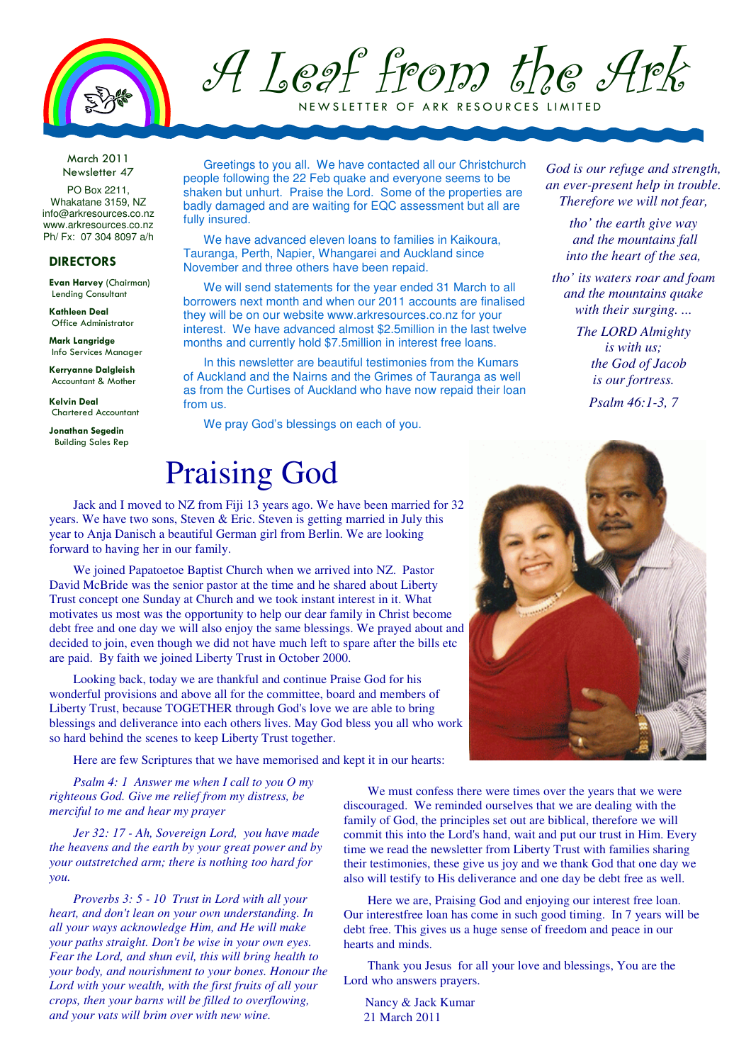# A Leaf from the Ark

NEWSLETTER OF ARK RESOURCES LIMITED

March 2011
Newsletter 47

PO Box 2211,
Whakatane 3159, NZ
info@arkresources.co.nz
www.arkresources.co.nz
Ph/ Fx: 07 304 8097 a/h

## DIRECTORS

**Evan Harvey** (Chairman)
Lending Consultant

**Kathleen Deal**
Office Administrator

**Mark Langridge**
Info Services Manager

**Kerryanne Dalgleish**
Accountant & Mother

**Kelvin Deal**
Chartered Accountant

**Jonathan Segedin**
Building Sales Rep

Greetings to you all. We have contacted all our Christchurch people following the 22 Feb quake and everyone seems to be shaken but unhurt. Praise the Lord. Some of the properties are badly damaged and are waiting for EQC assessment but all are fully insured.

We have advanced eleven loans to families in Kaikoura, Tauranga, Perth, Napier, Whangarei and Auckland since November and three others have been repaid.

We will send statements for the year ended 31 March to all borrowers next month and when our 2011 accounts are finalised they will be on our website www.arkresources.co.nz for your interest. We have advanced almost $2.5million in the last twelve months and currently hold $7.5million in interest free loans.

In this newsletter are beautiful testimonies from the Kumars of Auckland and the Nairns and the Grimes of Tauranga as well as from the Curtises of Auckland who have now repaid their loan from us.

We pray God's blessings on each of you.

*God is our refuge and strength,*
*an ever-present help in trouble.*
*Therefore we will not fear,*

*tho' the earth give way*
*and the mountains fall*
*into the heart of the sea,*

*tho' its waters roar and foam*
*and the mountains quake*
*with their surging. ...*

*The LORD Almighty*
*is with us;*
*the God of Jacob*
*is our fortress.*

*Psalm 46:1-3, 7*

# Praising God

Jack and I moved to NZ from Fiji 13 years ago. We have been married for 32 years. We have two sons, Steven & Eric. Steven is getting married in July this year to Anja Danisch a beautiful German girl from Berlin. We are looking forward to having her in our family.

We joined Papatoetoe Baptist Church when we arrived into NZ. Pastor David McBride was the senior pastor at the time and he shared about Liberty Trust concept one Sunday at Church and we took instant interest in it. What motivates us most was the opportunity to help our dear family in Christ become debt free and one day we will also enjoy the same blessings. We prayed about and decided to join, even though we did not have much left to spare after the bills etc are paid. By faith we joined Liberty Trust in October 2000.

Looking back, today we are thankful and continue Praise God for his wonderful provisions and above all for the committee, board and members of Liberty Trust, because TOGETHER through God's love we are able to bring blessings and deliverance into each others lives. May God bless you all who work so hard behind the scenes to keep Liberty Trust together.

Here are few Scriptures that we have memorised and kept it in our hearts:

*Psalm 4: 1 Answer me when I call to you O my righteous God. Give me relief from my distress, be merciful to me and hear my prayer*

*Jer 32: 17 - Ah, Sovereign Lord, you have made the heavens and the earth by your great power and by your outstretched arm; there is nothing too hard for you.*

*Proverbs 3: 5 - 10 Trust in Lord with all your heart, and don't lean on your own understanding. In all your ways acknowledge Him, and He will make your paths straight. Don't be wise in your own eyes. Fear the Lord, and shun evil, this will bring health to your body, and nourishment to your bones. Honour the Lord with your wealth, with the first fruits of all your crops, then your barns will be filled to overflowing, and your vats will brim over with new wine.*

We must confess there were times over the years that we were discouraged. We reminded ourselves that we are dealing with the family of God, the principles set out are biblical, therefore we will commit this into the Lord's hand, wait and put our trust in Him. Every time we read the newsletter from Liberty Trust with families sharing their testimonies, these give us joy and we thank God that one day we also will testify to His deliverance and one day be debt free as well.

Here we are, Praising God and enjoying our interest free loan. Our interestfree loan has come in such good timing. In 7 years will be debt free. This gives us a huge sense of freedom and peace in our hearts and minds.

Thank you Jesus for all your love and blessings, You are the Lord who answers prayers.

Nancy & Jack Kumar
21 March 2011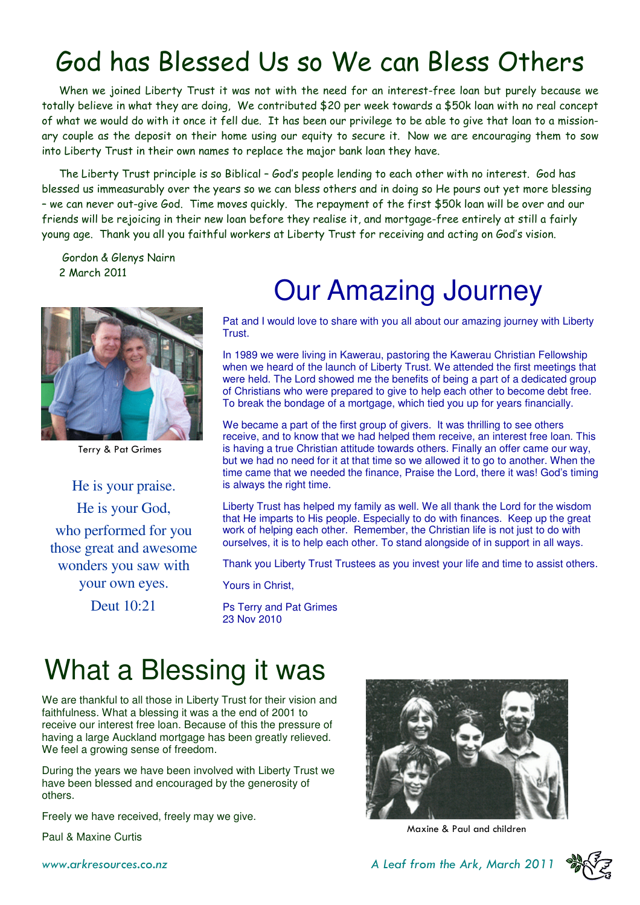# God has Blessed Us so We can Bless Others

When we joined Liberty Trust it was not with the need for an interest-free loan but purely because we totally believe in what they are doing, We contributed $20 per week towards a $50k loan with no real concept of what we would do with it once it fell due. It has been our privilege to be able to give that loan to a missionary couple as the deposit on their home using our equity to secure it. Now we are encouraging them to sow into Liberty Trust in their own names to replace the major bank loan they have.

The Liberty Trust principle is so Biblical – God's people lending to each other with no interest. God has blessed us immeasurably over the years so we can bless others and in doing so He pours out yet more blessing – we can never out-give God. Time moves quickly. The repayment of the first $50k loan will be over and our friends will be rejoicing in their new loan before they realise it, and mortgage-free entirely at still a fairly young age. Thank you all you faithful workers at Liberty Trust for receiving and acting on God's vision.

Gordon & Glenys Nairn
2 March 2011

# Our Amazing Journey

Terry & Pat Grimes

He is your praise.
He is your God,
who performed for you those great and awesome wonders you saw with your own eyes.
Deut 10:21

Pat and I would love to share with you all about our amazing journey with Liberty Trust.

In 1989 we were living in Kawerau, pastoring the Kawerau Christian Fellowship when we heard of the launch of Liberty Trust. We attended the first meetings that were held. The Lord showed me the benefits of being a part of a dedicated group of Christians who were prepared to give to help each other to become debt free. To break the bondage of a mortgage, which tied you up for years financially.

We became a part of the first group of givers. It was thrilling to see others receive, and to know that we had helped them receive, an interest free loan. This is having a true Christian attitude towards others. Finally an offer came our way, but we had no need for it at that time so we allowed it to go to another. When the time came that we needed the finance, Praise the Lord, there it was! God's timing is always the right time.

Liberty Trust has helped my family as well. We all thank the Lord for the wisdom that He imparts to His people. Especially to do with finances. Keep up the great work of helping each other. Remember, the Christian life is not just to do with ourselves, it is to help each other. To stand alongside of in support in all ways.

Thank you Liberty Trust Trustees as you invest your life and time to assist others.

Yours in Christ,

Ps Terry and Pat Grimes
23 Nov 2010

# What a Blessing it was

We are thankful to all those in Liberty Trust for their vision and faithfulness. What a blessing it was a the end of 2001 to receive our interest free loan. Because of this the pressure of having a large Auckland mortgage has been greatly relieved. We feel a growing sense of freedom.

During the years we have been involved with Liberty Trust we have been blessed and encouraged by the generosity of others.

Freely we have received, freely may we give.

Paul & Maxine Curtis

Maxine & Paul and children

*www.arkresources.co.nz*

*A Leaf from the Ark, March 2011*